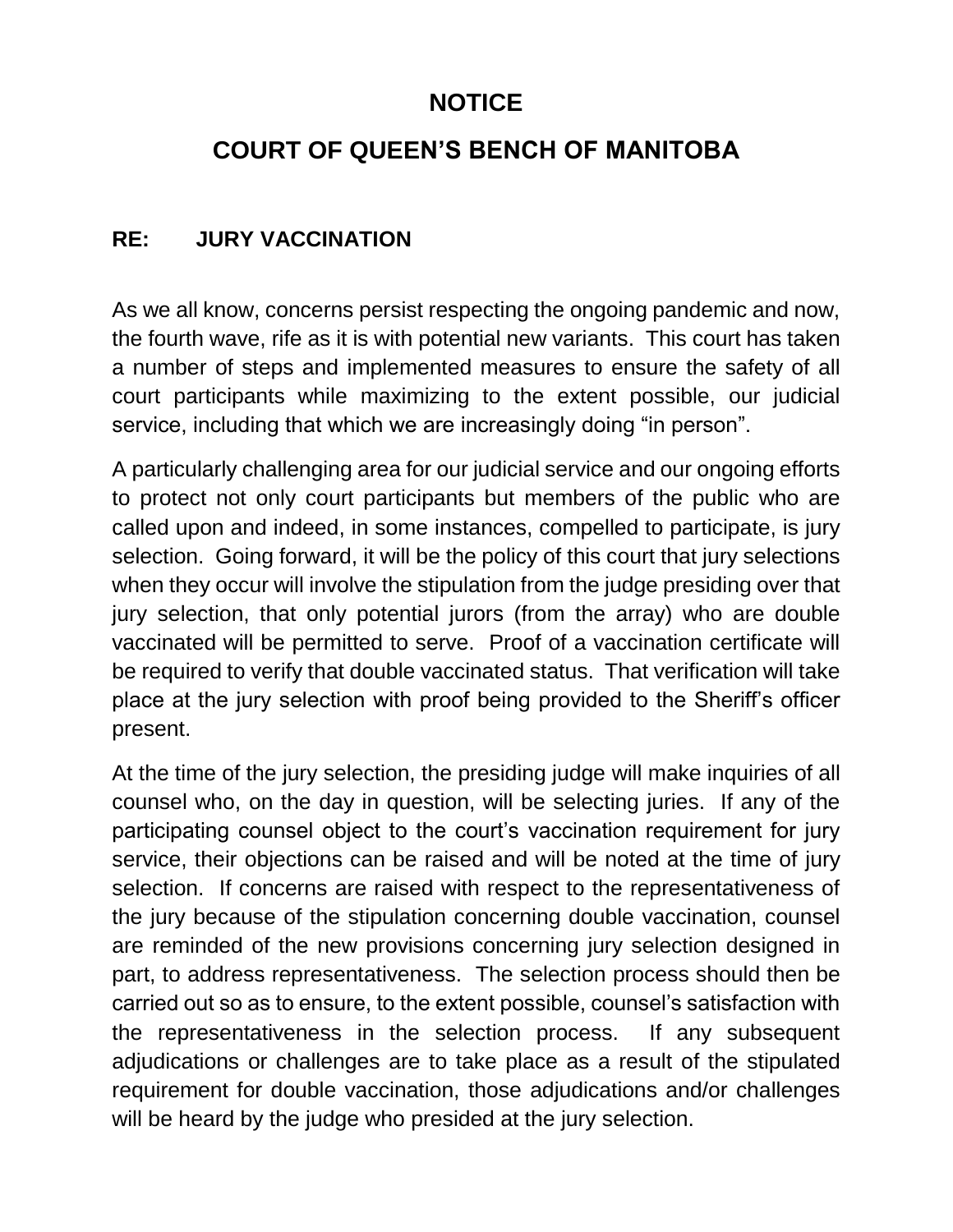# NOTICE

# COURT OF QUEEN'S BENCH OF MANITOBA

**RE: JURY VACCINATION**

As we all know, concerns persist respecting the ongoing pandemic and now, the fourth wave, rife as it is with potential new variants. This court has taken a number of steps and implemented measures to ensure the safety of all court participants while maximizing to the extent possible, our judicial service, including that which we are increasingly doing "in person".

A particularly challenging area for our judicial service and our ongoing efforts to protect not only court participants but members of the public who are called upon and indeed, in some instances, compelled to participate, is jury selection. Going forward, it will be the policy of this court that jury selections when they occur will involve the stipulation from the judge presiding over that jury selection, that only potential jurors (from the array) who are double vaccinated will be permitted to serve. Proof of a vaccination certificate will be required to verify that double vaccinated status. That verification will take place at the jury selection with proof being provided to the Sheriff's officer present.

At the time of the jury selection, the presiding judge will make inquiries of all counsel who, on the day in question, will be selecting juries. If any of the participating counsel object to the court's vaccination requirement for jury service, their objections can be raised and will be noted at the time of jury selection. If concerns are raised with respect to the representativeness of the jury because of the stipulation concerning double vaccination, counsel are reminded of the new provisions concerning jury selection designed in part, to address representativeness. The selection process should then be carried out so as to ensure, to the extent possible, counsel's satisfaction with the representativeness in the selection process. If any subsequent adjudications or challenges are to take place as a result of the stipulated requirement for double vaccination, those adjudications and/or challenges will be heard by the judge who presided at the jury selection.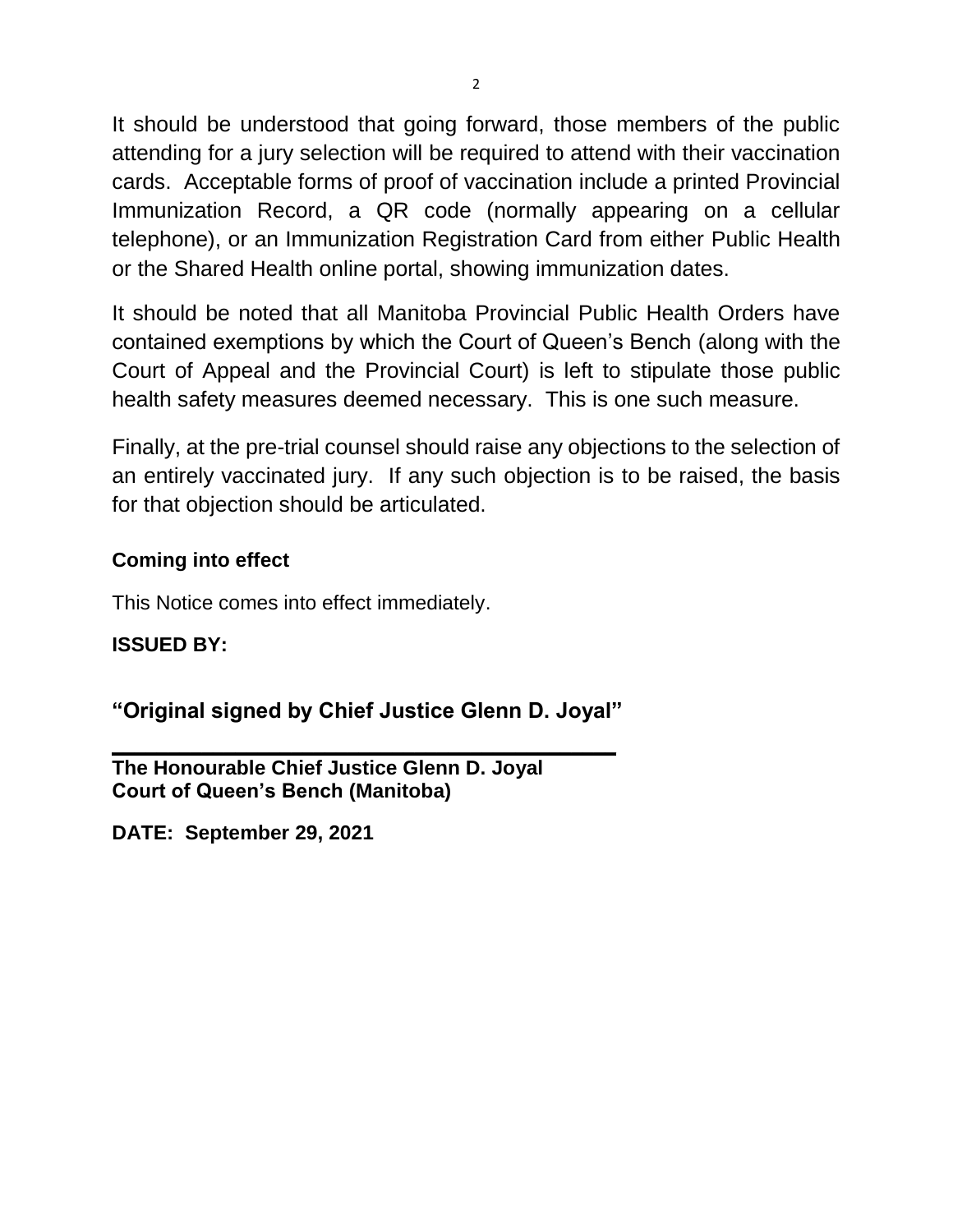It should be understood that going forward, those members of the public attending for a jury selection will be required to attend with their vaccination cards. Acceptable forms of proof of vaccination include a printed Provincial Immunization Record, a QR code (normally appearing on a cellular telephone), or an Immunization Registration Card from either Public Health or the Shared Health online portal, showing immunization dates.

It should be noted that all Manitoba Provincial Public Health Orders have contained exemptions by which the Court of Queen's Bench (along with the Court of Appeal and the Provincial Court) is left to stipulate those public health safety measures deemed necessary. This is one such measure.

Finally, at the pre-trial counsel should raise any objections to the selection of an entirely vaccinated jury. If any such objection is to be raised, the basis for that objection should be articulated.

**Coming into effect**

This Notice comes into effect immediately.

**ISSUED BY:**

**"Original signed by Chief Justice Glenn D. Joyal"**

**The Honourable Chief Justice Glenn D. Joyal**
**Court of Queen's Bench (Manitoba)**

**DATE: September 29, 2021**